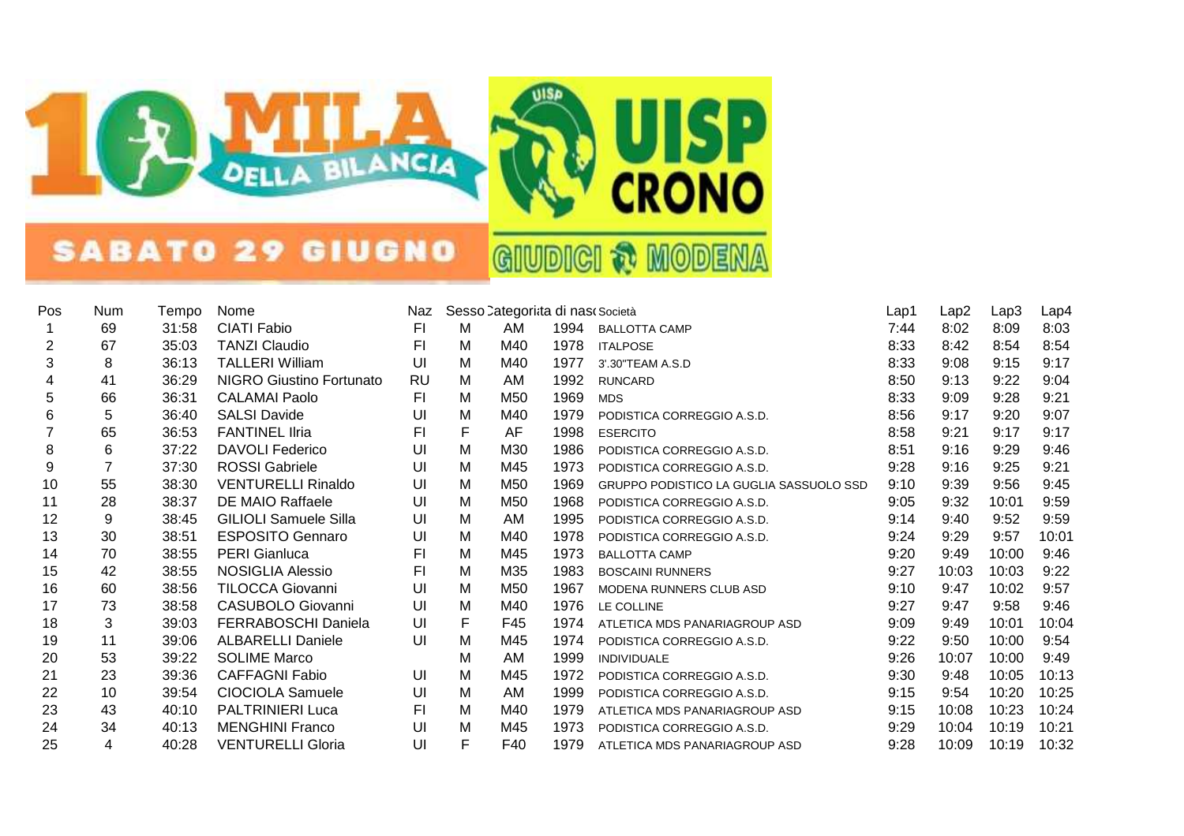10 MILA DELLA BILANCIA

SABATO 29 GIUGNO

UISP CRONO

GIUDICI MODENA

| Pos | Num | Tempo | Nome | Naz | Sesso | Categoria | Data di nascita | Società | Lap1 | Lap2 | Lap3 | Lap4 |
|---|---|---|---|---|---|---|---|---|---|---|---|---|
| 1 | 69 | 31:58 | CIATI Fabio | FI | M | AM | 1994 | BALLOTTA CAMP | 7:44 | 8:02 | 8:09 | 8:03 |
| 2 | 67 | 35:03 | TANZI Claudio | FI | M | M40 | 1978 | ITALPOSE | 8:33 | 8:42 | 8:54 | 8:54 |
| 3 | 8 | 36:13 | TALLERI William | UI | M | M40 | 1977 | 3'.30"TEAM A.S.D | 8:33 | 9:08 | 9:15 | 9:17 |
| 4 | 41 | 36:29 | NIGRO Giustino Fortunato | RU | M | AM | 1992 | RUNCARD | 8:50 | 9:13 | 9:22 | 9:04 |
| 5 | 66 | 36:31 | CALAMAI Paolo | FI | M | M50 | 1969 | MDS | 8:33 | 9:09 | 9:28 | 9:21 |
| 6 | 5 | 36:40 | SALSI Davide | UI | M | M40 | 1979 | PODISTICA CORREGGIO A.S.D. | 8:56 | 9:17 | 9:20 | 9:07 |
| 7 | 65 | 36:53 | FANTINEL Ilria | FI | F | AF | 1998 | ESERCITO | 8:58 | 9:21 | 9:17 | 9:17 |
| 8 | 6 | 37:22 | DAVOLI Federico | UI | M | M30 | 1986 | PODISTICA CORREGGIO A.S.D. | 8:51 | 9:16 | 9:29 | 9:46 |
| 9 | 7 | 37:30 | ROSSI Gabriele | UI | M | M45 | 1973 | PODISTICA CORREGGIO A.S.D. | 9:28 | 9:16 | 9:25 | 9:21 |
| 10 | 55 | 38:30 | VENTURELLI Rinaldo | UI | M | M50 | 1969 | GRUPPO PODISTICO LA GUGLIA SASSUOLO SSD | 9:10 | 9:39 | 9:56 | 9:45 |
| 11 | 28 | 38:37 | DE MAIO Raffaele | UI | M | M50 | 1968 | PODISTICA CORREGGIO A.S.D. | 9:05 | 9:32 | 10:01 | 9:59 |
| 12 | 9 | 38:45 | GILIOLI Samuele Silla | UI | M | AM | 1995 | PODISTICA CORREGGIO A.S.D. | 9:14 | 9:40 | 9:52 | 9:59 |
| 13 | 30 | 38:51 | ESPOSITO Gennaro | UI | M | M40 | 1978 | PODISTICA CORREGGIO A.S.D. | 9:24 | 9:29 | 9:57 | 10:01 |
| 14 | 70 | 38:55 | PERI Gianluca | FI | M | M45 | 1973 | BALLOTTA CAMP | 9:20 | 9:49 | 10:00 | 9:46 |
| 15 | 42 | 38:55 | NOSIGLIA Alessio | FI | M | M35 | 1983 | BOSCAINI RUNNERS | 9:27 | 10:03 | 10:03 | 9:22 |
| 16 | 60 | 38:56 | TILOCCA Giovanni | UI | M | M50 | 1967 | MODENA RUNNERS CLUB ASD | 9:10 | 9:47 | 10:02 | 9:57 |
| 17 | 73 | 38:58 | CASUBOLO Giovanni | UI | M | M40 | 1976 | LE COLLINE | 9:27 | 9:47 | 9:58 | 9:46 |
| 18 | 3 | 39:03 | FERRABOSCHI Daniela | UI | F | F45 | 1974 | ATLETICA MDS PANARIAGROUP ASD | 9:09 | 9:49 | 10:01 | 10:04 |
| 19 | 11 | 39:06 | ALBARELLI Daniele | UI | M | M45 | 1974 | PODISTICA CORREGGIO A.S.D. | 9:22 | 9:50 | 10:00 | 9:54 |
| 20 | 53 | 39:22 | SOLIME Marco | | M | AM | 1999 | INDIVIDUALE | 9:26 | 10:07 | 10:00 | 9:49 |
| 21 | 23 | 39:36 | CAFFAGNI Fabio | UI | M | M45 | 1972 | PODISTICA CORREGGIO A.S.D. | 9:30 | 9:48 | 10:05 | 10:13 |
| 22 | 10 | 39:54 | CIOCIOLA Samuele | UI | M | AM | 1999 | PODISTICA CORREGGIO A.S.D. | 9:15 | 9:54 | 10:20 | 10:25 |
| 23 | 43 | 40:10 | PALTRINIERI Luca | FI | M | M40 | 1979 | ATLETICA MDS PANARIAGROUP ASD | 9:15 | 10:08 | 10:23 | 10:24 |
| 24 | 34 | 40:13 | MENGHINI Franco | UI | M | M45 | 1973 | PODISTICA CORREGGIO A.S.D. | 9:29 | 10:04 | 10:19 | 10:21 |
| 25 | 4 | 40:28 | VENTURELLI Gloria | UI | F | F40 | 1979 | ATLETICA MDS PANARIAGROUP ASD | 9:28 | 10:09 | 10:19 | 10:32 |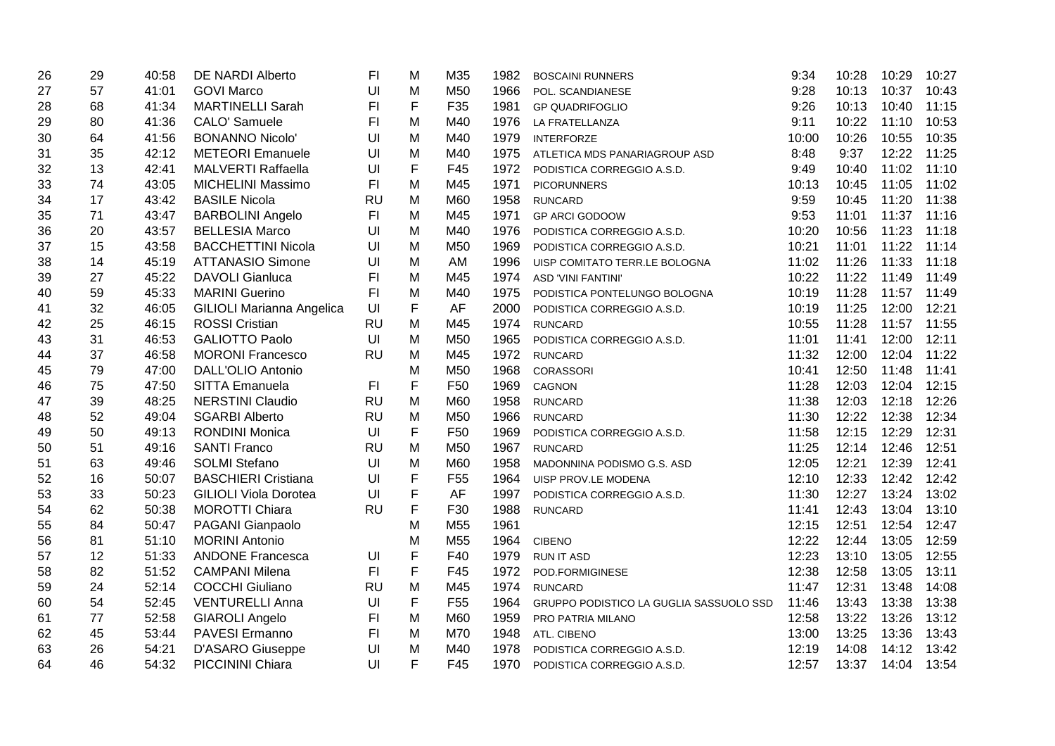| | | | | | | | | | | | | |
|---|---|---|---|---|---|---|---|---|---|---|---|---|
| 26 | 29 | 40:58 | DE NARDI Alberto | FI | M | M35 | 1982 | BOSCAINI RUNNERS | 9:34 | 10:28 | 10:29 | 10:27 |
| 27 | 57 | 41:01 | GOVI Marco | UI | M | M50 | 1966 | POL. SCANDIANESE | 9:28 | 10:13 | 10:37 | 10:43 |
| 28 | 68 | 41:34 | MARTINELLI Sarah | FI | F | F35 | 1981 | GP QUADRIFOGLIO | 9:26 | 10:13 | 10:40 | 11:15 |
| 29 | 80 | 41:36 | CALO' Samuele | FI | M | M40 | 1976 | LA FRATELLANZA | 9:11 | 10:22 | 11:10 | 10:53 |
| 30 | 64 | 41:56 | BONANNO Nicolo' | UI | M | M40 | 1979 | INTERFORZE | 10:00 | 10:26 | 10:55 | 10:35 |
| 31 | 35 | 42:12 | METEORI Emanuele | UI | M | M40 | 1975 | ATLETICA MDS PANARIAGROUP ASD | 8:48 | 9:37 | 12:22 | 11:25 |
| 32 | 13 | 42:41 | MALVERTI Raffaella | UI | F | F45 | 1972 | PODISTICA CORREGGIO A.S.D. | 9:49 | 10:40 | 11:02 | 11:10 |
| 33 | 74 | 43:05 | MICHELINI Massimo | FI | M | M45 | 1971 | PICORUNNERS | 10:13 | 10:45 | 11:05 | 11:02 |
| 34 | 17 | 43:42 | BASILE Nicola | RU | M | M60 | 1958 | RUNCARD | 9:59 | 10:45 | 11:20 | 11:38 |
| 35 | 71 | 43:47 | BARBOLINI Angelo | FI | M | M45 | 1971 | GP ARCI GODOOW | 9:53 | 11:01 | 11:37 | 11:16 |
| 36 | 20 | 43:57 | BELLESIA Marco | UI | M | M40 | 1976 | PODISTICA CORREGGIO A.S.D. | 10:20 | 10:56 | 11:23 | 11:18 |
| 37 | 15 | 43:58 | BACCHETTINI Nicola | UI | M | M50 | 1969 | PODISTICA CORREGGIO A.S.D. | 10:21 | 11:01 | 11:22 | 11:14 |
| 38 | 14 | 45:19 | ATTANASIO Simone | UI | M | AM | 1996 | UISP COMITATO TERR.LE BOLOGNA | 11:02 | 11:26 | 11:33 | 11:18 |
| 39 | 27 | 45:22 | DAVOLI Gianluca | FI | M | M45 | 1974 | ASD 'VINI FANTINI' | 10:22 | 11:22 | 11:49 | 11:49 |
| 40 | 59 | 45:33 | MARINI Guerino | FI | M | M40 | 1975 | PODISTICA PONTELUNGO BOLOGNA | 10:19 | 11:28 | 11:57 | 11:49 |
| 41 | 32 | 46:05 | GILIOLI Marianna Angelica | UI | F | AF | 2000 | PODISTICA CORREGGIO A.S.D. | 10:19 | 11:25 | 12:00 | 12:21 |
| 42 | 25 | 46:15 | ROSSI Cristian | RU | M | M45 | 1974 | RUNCARD | 10:55 | 11:28 | 11:57 | 11:55 |
| 43 | 31 | 46:53 | GALIOTTO Paolo | UI | M | M50 | 1965 | PODISTICA CORREGGIO A.S.D. | 11:01 | 11:41 | 12:00 | 12:11 |
| 44 | 37 | 46:58 | MORONI Francesco | RU | M | M45 | 1972 | RUNCARD | 11:32 | 12:00 | 12:04 | 11:22 |
| 45 | 79 | 47:00 | DALL'OLIO Antonio | | M | M50 | 1968 | CORASSORI | 10:41 | 12:50 | 11:48 | 11:41 |
| 46 | 75 | 47:50 | SITTA Emanuela | FI | F | F50 | 1969 | CAGNON | 11:28 | 12:03 | 12:04 | 12:15 |
| 47 | 39 | 48:25 | NERSTINI Claudio | RU | M | M60 | 1958 | RUNCARD | 11:38 | 12:03 | 12:18 | 12:26 |
| 48 | 52 | 49:04 | SGARBI Alberto | RU | M | M50 | 1966 | RUNCARD | 11:30 | 12:22 | 12:38 | 12:34 |
| 49 | 50 | 49:13 | RONDINI Monica | UI | F | F50 | 1969 | PODISTICA CORREGGIO A.S.D. | 11:58 | 12:15 | 12:29 | 12:31 |
| 50 | 51 | 49:16 | SANTI Franco | RU | M | M50 | 1967 | RUNCARD | 11:25 | 12:14 | 12:46 | 12:51 |
| 51 | 63 | 49:46 | SOLMI Stefano | UI | M | M60 | 1958 | MADONNINA PODISMO G.S. ASD | 12:05 | 12:21 | 12:39 | 12:41 |
| 52 | 16 | 50:07 | BASCHIERI Cristiana | UI | F | F55 | 1964 | UISP PROV.LE MODENA | 12:10 | 12:33 | 12:42 | 12:42 |
| 53 | 33 | 50:23 | GILIOLI Viola Dorotea | UI | F | AF | 1997 | PODISTICA CORREGGIO A.S.D. | 11:30 | 12:27 | 13:24 | 13:02 |
| 54 | 62 | 50:38 | MOROTTI Chiara | RU | F | F30 | 1988 | RUNCARD | 11:41 | 12:43 | 13:04 | 13:10 |
| 55 | 84 | 50:47 | PAGANI Gianpaolo | | M | M55 | 1961 | | 12:15 | 12:51 | 12:54 | 12:47 |
| 56 | 81 | 51:10 | MORINI Antonio | | M | M55 | 1964 | CIBENO | 12:22 | 12:44 | 13:05 | 12:59 |
| 57 | 12 | 51:33 | ANDONE Francesca | UI | F | F40 | 1979 | RUN IT ASD | 12:23 | 13:10 | 13:05 | 12:55 |
| 58 | 82 | 51:52 | CAMPANI Milena | FI | F | F45 | 1972 | POD.FORMIGINESE | 12:38 | 12:58 | 13:05 | 13:11 |
| 59 | 24 | 52:14 | COCCHI Giuliano | RU | M | M45 | 1974 | RUNCARD | 11:47 | 12:31 | 13:48 | 14:08 |
| 60 | 54 | 52:45 | VENTURELLI Anna | UI | F | F55 | 1964 | GRUPPO PODISTICO LA GUGLIA SASSUOLO SSD | 11:46 | 13:43 | 13:38 | 13:38 |
| 61 | 77 | 52:58 | GIAROLI Angelo | FI | M | M60 | 1959 | PRO PATRIA MILANO | 12:58 | 13:22 | 13:26 | 13:12 |
| 62 | 45 | 53:44 | PAVESI Ermanno | FI | M | M70 | 1948 | ATL. CIBENO | 13:00 | 13:25 | 13:36 | 13:43 |
| 63 | 26 | 54:21 | D'ASARO Giuseppe | UI | M | M40 | 1978 | PODISTICA CORREGGIO A.S.D. | 12:19 | 14:08 | 14:12 | 13:42 |
| 64 | 46 | 54:32 | PICCININI Chiara | UI | F | F45 | 1970 | PODISTICA CORREGGIO A.S.D. | 12:57 | 13:37 | 14:04 | 13:54 |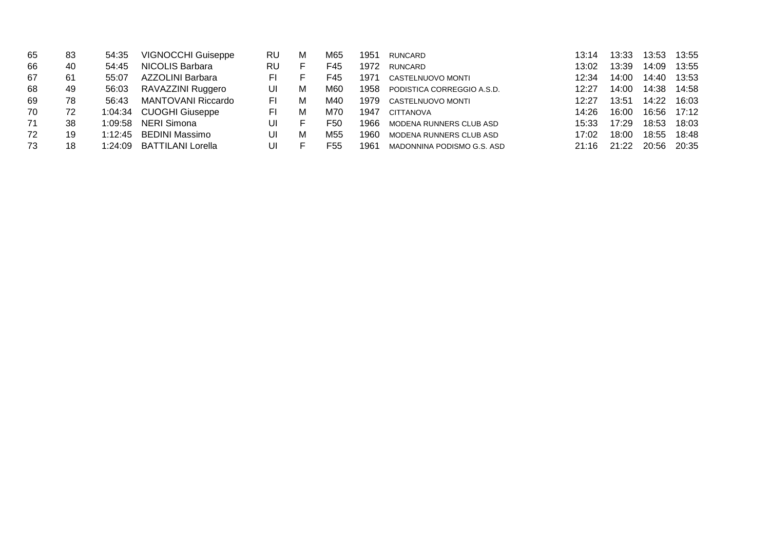| | | | | | | | | | | | | |
|---|---|---|---|---|---|---|---|---|---|---|---|---|
| 65 | 83 | 54:35 | VIGNOCCHI Guiseppe | RU | M | M65 | 1951 | RUNCARD | 13:14 | 13:33 | 13:53 | 13:55 |
| 66 | 40 | 54:45 | NICOLIS Barbara | RU | F | F45 | 1972 | RUNCARD | 13:02 | 13:39 | 14:09 | 13:55 |
| 67 | 61 | 55:07 | AZZOLINI Barbara | FI | F | F45 | 1971 | CASTELNUOVO MONTI | 12:34 | 14:00 | 14:40 | 13:53 |
| 68 | 49 | 56:03 | RAVAZZINI Ruggero | UI | M | M60 | 1958 | PODISTICA CORREGGIO A.S.D. | 12:27 | 14:00 | 14:38 | 14:58 |
| 69 | 78 | 56:43 | MANTOVANI Riccardo | FI | M | M40 | 1979 | CASTELNUOVO MONTI | 12:27 | 13:51 | 14:22 | 16:03 |
| 70 | 72 | 1:04:34 | CUOGHI Giuseppe | FI | M | M70 | 1947 | CITTANOVA | 14:26 | 16:00 | 16:56 | 17:12 |
| 71 | 38 | 1:09:58 | NERI Simona | UI | F | F50 | 1966 | MODENA RUNNERS CLUB ASD | 15:33 | 17:29 | 18:53 | 18:03 |
| 72 | 19 | 1:12:45 | BEDINI Massimo | UI | M | M55 | 1960 | MODENA RUNNERS CLUB ASD | 17:02 | 18:00 | 18:55 | 18:48 |
| 73 | 18 | 1:24:09 | BATTILANI Lorella | UI | F | F55 | 1961 | MADONNINA PODISMO G.S. ASD | 21:16 | 21:22 | 20:56 | 20:35 |